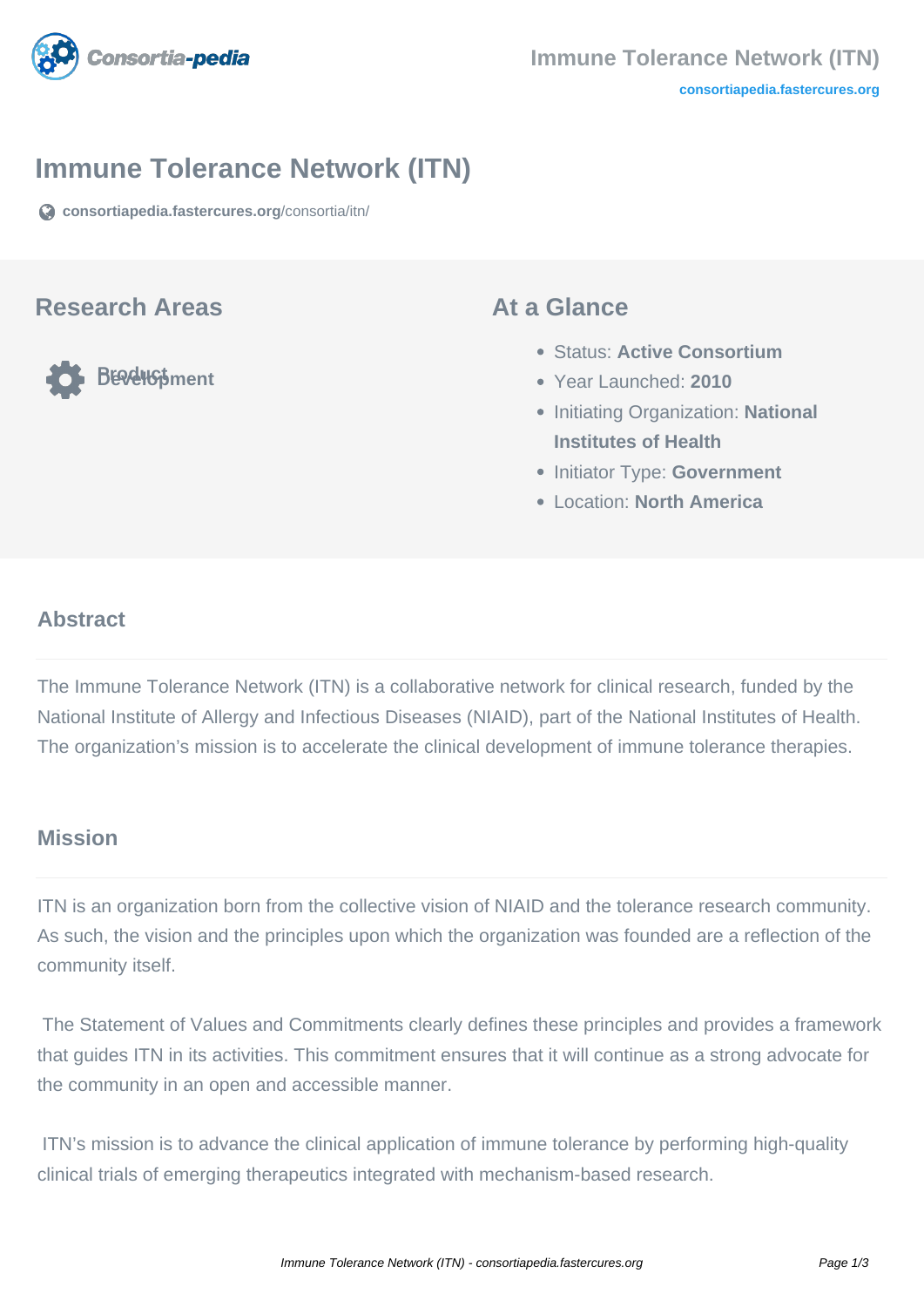# Immune Tolerance Network (ITN)

consortiapedia.fastercures.org/consortia/itn/

## Research Areas

Product Development

## At a Glance

- Status: **Active Consortium**
- Year Launched: **2010**
- Initiating Organization: **National Institutes of Health**
- Initiator Type: **Government**
- Location: **North America**

## Abstract

The Immune Tolerance Network (ITN) is a collaborative network for clinical research, funded by the National Institute of Allergy and Infectious Diseases (NIAID), part of the National Institutes of Health. The organization's mission is to accelerate the clinical development of immune tolerance therapies.

## Mission

ITN is an organization born from the collective vision of NIAID and the tolerance research community. As such, the vision and the principles upon which the organization was founded are a reflection of the community itself.

The Statement of Values and Commitments clearly defines these principles and provides a framework that guides ITN in its activities. This commitment ensures that it will continue as a strong advocate for the community in an open and accessible manner.

ITN's mission is to advance the clinical application of immune tolerance by performing high-quality clinical trials of emerging therapeutics integrated with mechanism-based research.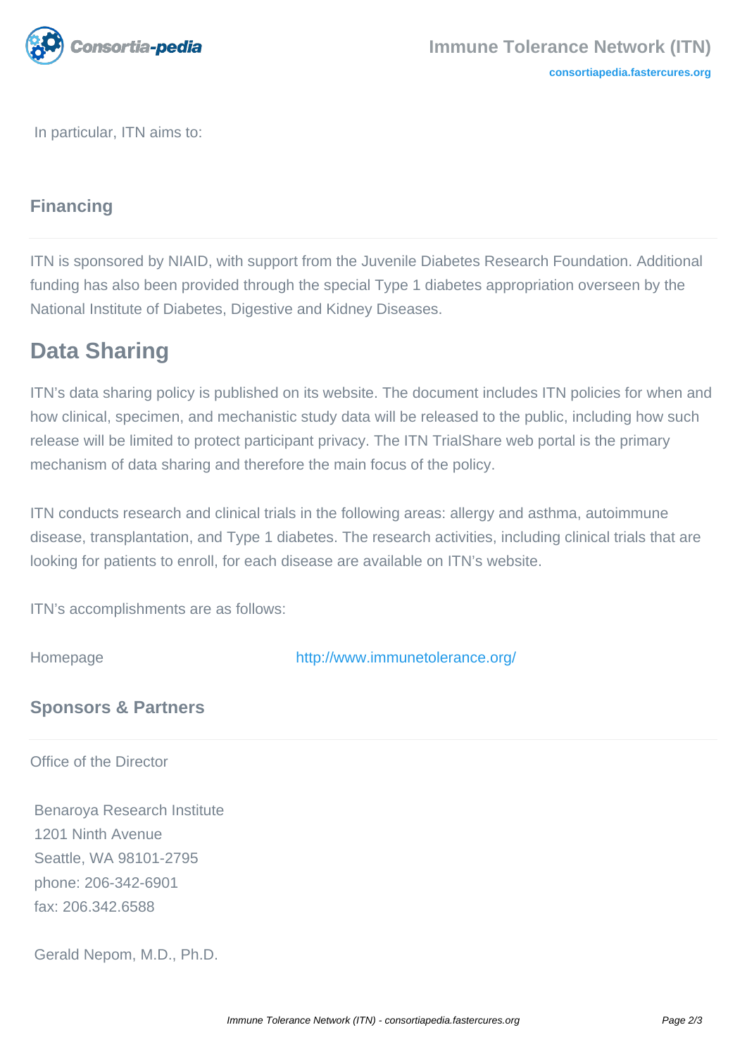In particular, ITN aims to:

### Financing

ITN is sponsored by NIAID, with support from the Juvenile Diabetes Research Foundation. Additional funding has also been provided through the special Type 1 diabetes appropriation overseen by the National Institute of Diabetes, Digestive and Kidney Diseases.

## Data Sharing

ITN's data sharing policy is published on its website. The document includes ITN policies for when and how clinical, specimen, and mechanistic study data will be released to the public, including how such release will be limited to protect participant privacy. The ITN TrialShare web portal is the primary mechanism of data sharing and therefore the main focus of the policy.

ITN conducts research and clinical trials in the following areas: allergy and asthma, autoimmune disease, transplantation, and Type 1 diabetes. The research activities, including clinical trials that are looking for patients to enroll, for each disease are available on ITN's website.

ITN's accomplishments are as follows:

Homepage http://www.immunetolerance.org/

### Sponsors & Partners

Office of the Director

Benaroya Research Institute
1201 Ninth Avenue
Seattle, WA 98101-2795
phone: 206-342-6901
fax: 206.342.6588

Gerald Nepom, M.D., Ph.D.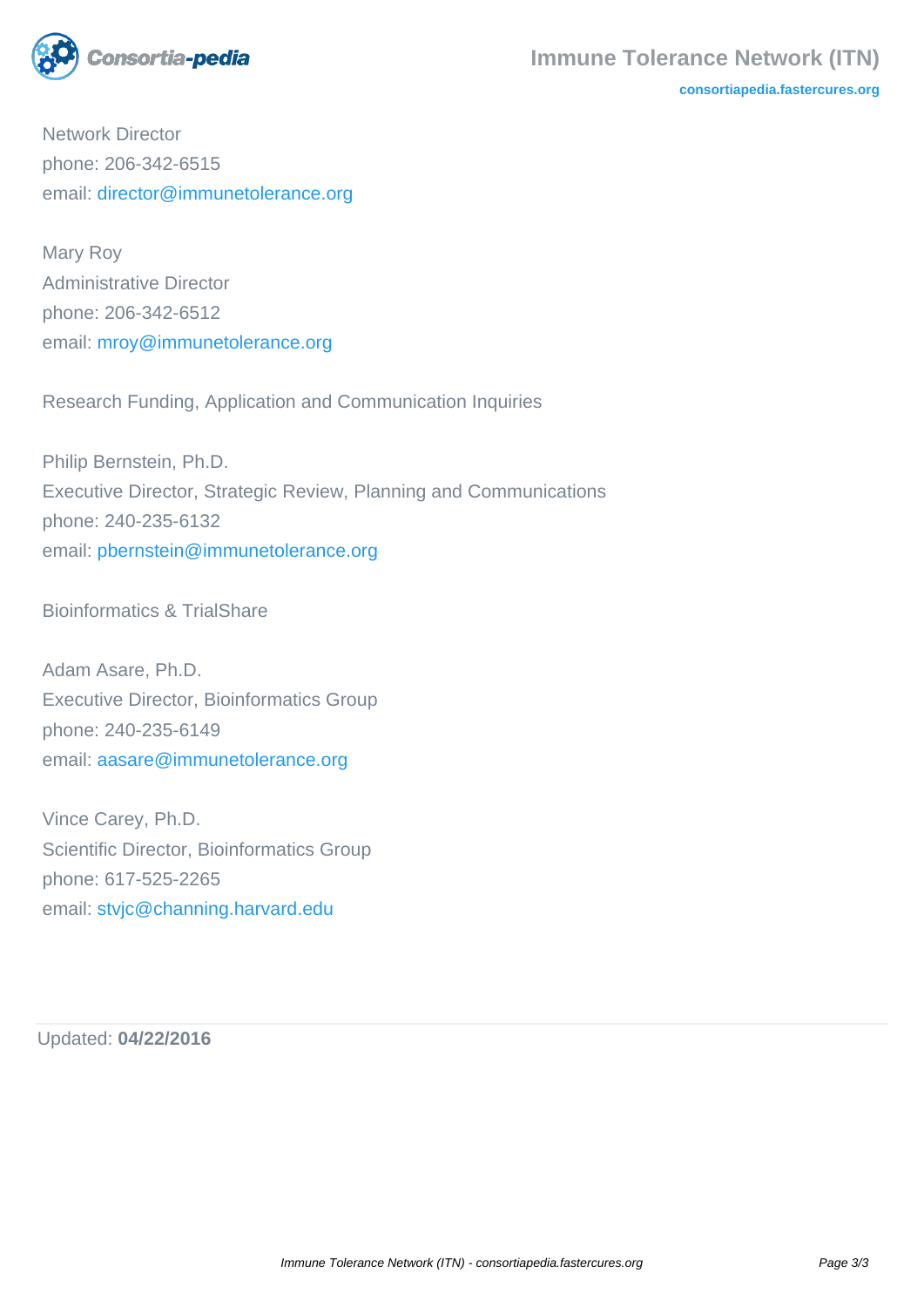Network Director
phone: 206-342-6515
email: director@immunetolerance.org

Mary Roy
Administrative Director
phone: 206-342-6512
email: mroy@immunetolerance.org

Research Funding, Application and Communication Inquiries

Philip Bernstein, Ph.D.
Executive Director, Strategic Review, Planning and Communications
phone: 240-235-6132
email: pbernstein@immunetolerance.org

Bioinformatics & TrialShare

Adam Asare, Ph.D.
Executive Director, Bioinformatics Group
phone: 240-235-6149
email: aasare@immunetolerance.org

Vince Carey, Ph.D.
Scientific Director, Bioinformatics Group
phone: 617-525-2265
email: stvjc@channing.harvard.edu

Updated: **04/22/2016**